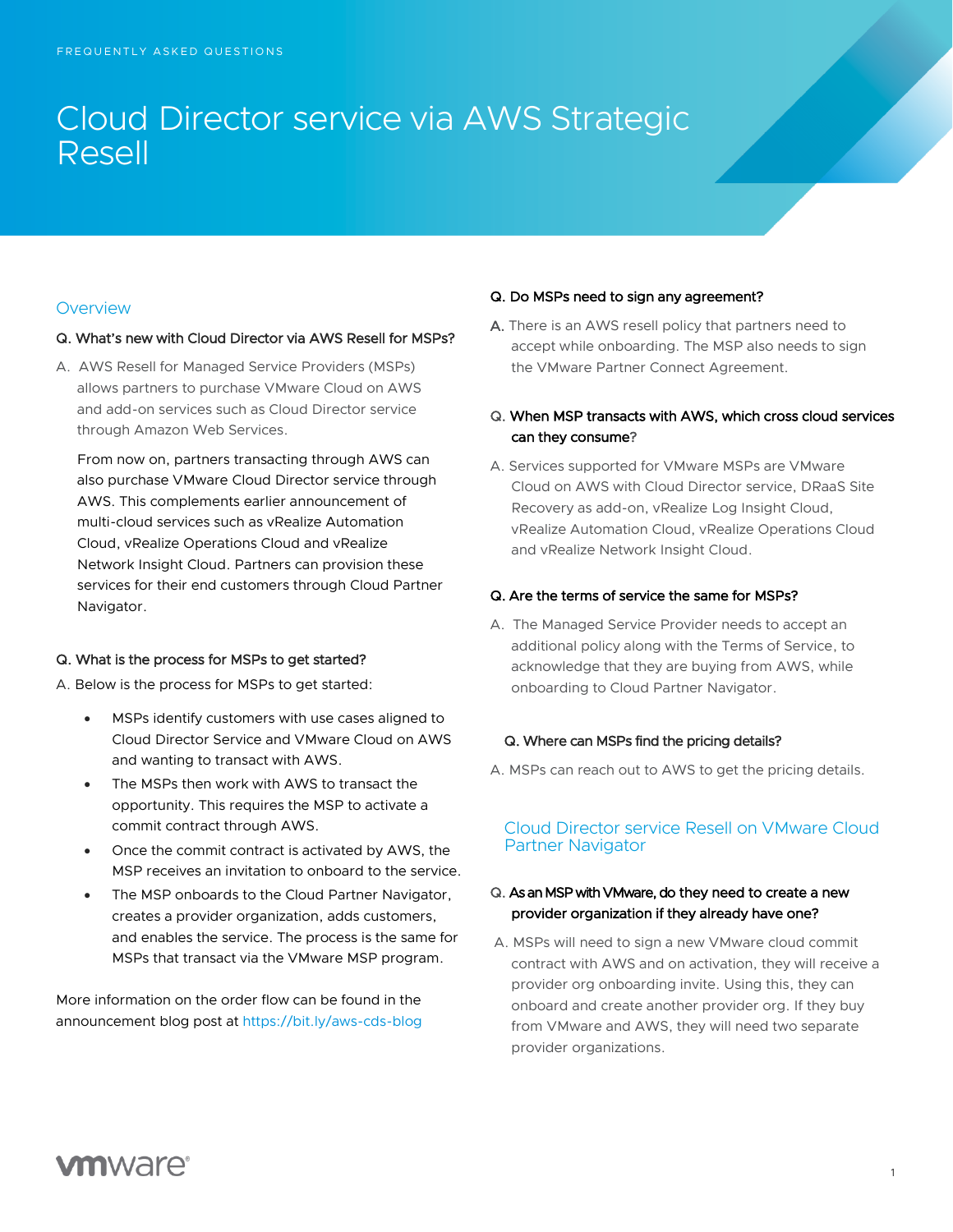FREQUENTLY ASKED QUESTIONS

# Cloud Director service via AWS Strategic Resell

## Overview

**Q. What's new with Cloud Director via AWS Resell for MSPs?**

A. AWS Resell for Managed Service Providers (MSPs) allows partners to purchase VMware Cloud on AWS and add-on services such as Cloud Director service through Amazon Web Services.

From now on, partners transacting through AWS can also purchase VMware Cloud Director service through AWS. This complements earlier announcement of multi-cloud services such as vRealize Automation Cloud, vRealize Operations Cloud and vRealize Network Insight Cloud. Partners can provision these services for their end customers through Cloud Partner Navigator.

**Q. What is the process for MSPs to get started?**

A. Below is the process for MSPs to get started:

- MSPs identify customers with use cases aligned to Cloud Director Service and VMware Cloud on AWS and wanting to transact with AWS.
- The MSPs then work with AWS to transact the opportunity. This requires the MSP to activate a commit contract through AWS.
- Once the commit contract is activated by AWS, the MSP receives an invitation to onboard to the service.
- The MSP onboards to the Cloud Partner Navigator, creates a provider organization, adds customers, and enables the service. The process is the same for MSPs that transact via the VMware MSP program.

More information on the order flow can be found in the announcement blog post at https://bit.ly/aws-cds-blog

**Q. Do MSPs need to sign any agreement?**

A. There is an AWS resell policy that partners need to accept while onboarding. The MSP also needs to sign the VMware Partner Connect Agreement.

**Q. When MSP transacts with AWS, which cross cloud services can they consume?**

A. Services supported for VMware MSPs are VMware Cloud on AWS with Cloud Director service, DRaaS Site Recovery as add-on, vRealize Log Insight Cloud, vRealize Automation Cloud, vRealize Operations Cloud and vRealize Network Insight Cloud.

**Q. Are the terms of service the same for MSPs?**

A. The Managed Service Provider needs to accept an additional policy along with the Terms of Service, to acknowledge that they are buying from AWS, while onboarding to Cloud Partner Navigator.

**Q. Where can MSPs find the pricing details?**

A. MSPs can reach out to AWS to get the pricing details.

## Cloud Director service Resell on VMware Cloud Partner Navigator

**Q. As an MSP with VMware, do they need to create a new provider organization if they already have one?**

A. MSPs will need to sign a new VMware cloud commit contract with AWS and on activation, they will receive a provider org onboarding invite. Using this, they can onboard and create another provider org. If they buy from VMware and AWS, they will need two separate provider organizations.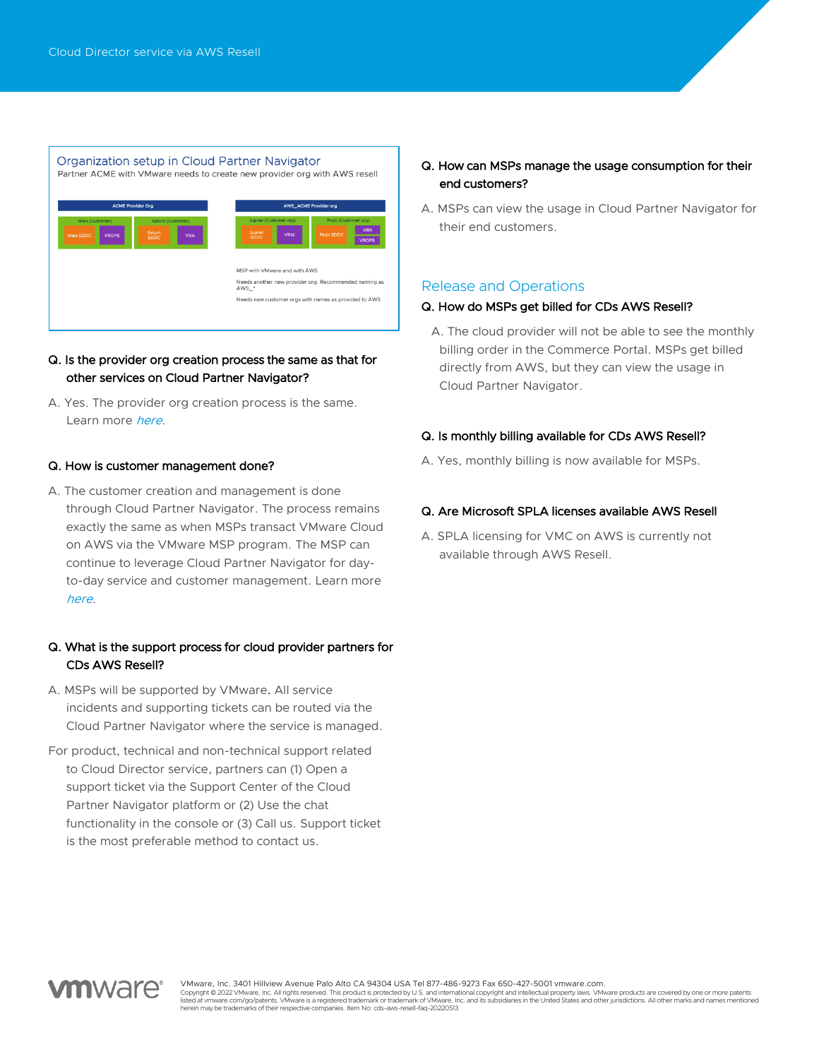## Organization setup in Cloud Partner Navigator

Partner ACME with VMware needs to create new provider org with AWS resell

ACME Provider Org

Mars (Customer)

Mars SDDC

VROPS

Saturn (Customer)

Saturn SDDC

VRA

AWS_ACME Provider org

Jupiter (Customer org)

Jupiter SDDC

VRNI

Pluto (Customer org)

Pluto SDDC

VRA

VROPS

MSP with VMware and with AWS

Needs another new provider org. Recommended naming as AWS_*

Needs new customer orgs with names as provided to AWS

**Q. Is the provider org creation process the same as that for other services on Cloud Partner Navigator?**

A. Yes. The provider org creation process is the same. Learn more *here*.

**Q. How is customer management done?**

A. The customer creation and management is done through Cloud Partner Navigator. The process remains exactly the same as when MSPs transact VMware Cloud on AWS via the VMware MSP program. The MSP can continue to leverage Cloud Partner Navigator for day-to-day service and customer management. Learn more *here*.

**Q. What is the support process for cloud provider partners for CDs AWS Resell?**

A. MSPs will be supported by VMware. All service incidents and supporting tickets can be routed via the Cloud Partner Navigator where the service is managed.

For product, technical and non-technical support related to Cloud Director service, partners can (1) Open a support ticket via the Support Center of the Cloud Partner Navigator platform or (2) Use the chat functionality in the console or (3) Call us. Support ticket is the most preferable method to contact us.

**Q. How can MSPs manage the usage consumption for their end customers?**

A. MSPs can view the usage in Cloud Partner Navigator for their end customers.

## Release and Operations

**Q. How do MSPs get billed for CDs AWS Resell?**

A. The cloud provider will not be able to see the monthly billing order in the Commerce Portal. MSPs get billed directly from AWS, but they can view the usage in Cloud Partner Navigator.

**Q. Is monthly billing available for CDs AWS Resell?**

A. Yes, monthly billing is now available for MSPs.

**Q. Are Microsoft SPLA licenses available AWS Resell**

A. SPLA licensing for VMC on AWS is currently not available through AWS Resell.

VMware, Inc. 3401 Hillview Avenue Palo Alto CA 94304 USA Tel 877-486-9273 Fax 650-427-5001 vmware.com.
Copyright © 2022 VMware, Inc. All rights reserved. This product is protected by U.S. and international copyright and intellectual property laws. VMware products are covered by one or more patents listed at vmware.com/go/patents. VMware is a registered trademark or trademark of VMware, Inc. and its subsidiaries in the United States and other jurisdictions. All other marks and names mentioned herein may be trademarks of their respective companies. Item No: cds-aws-resell-faq-20220513